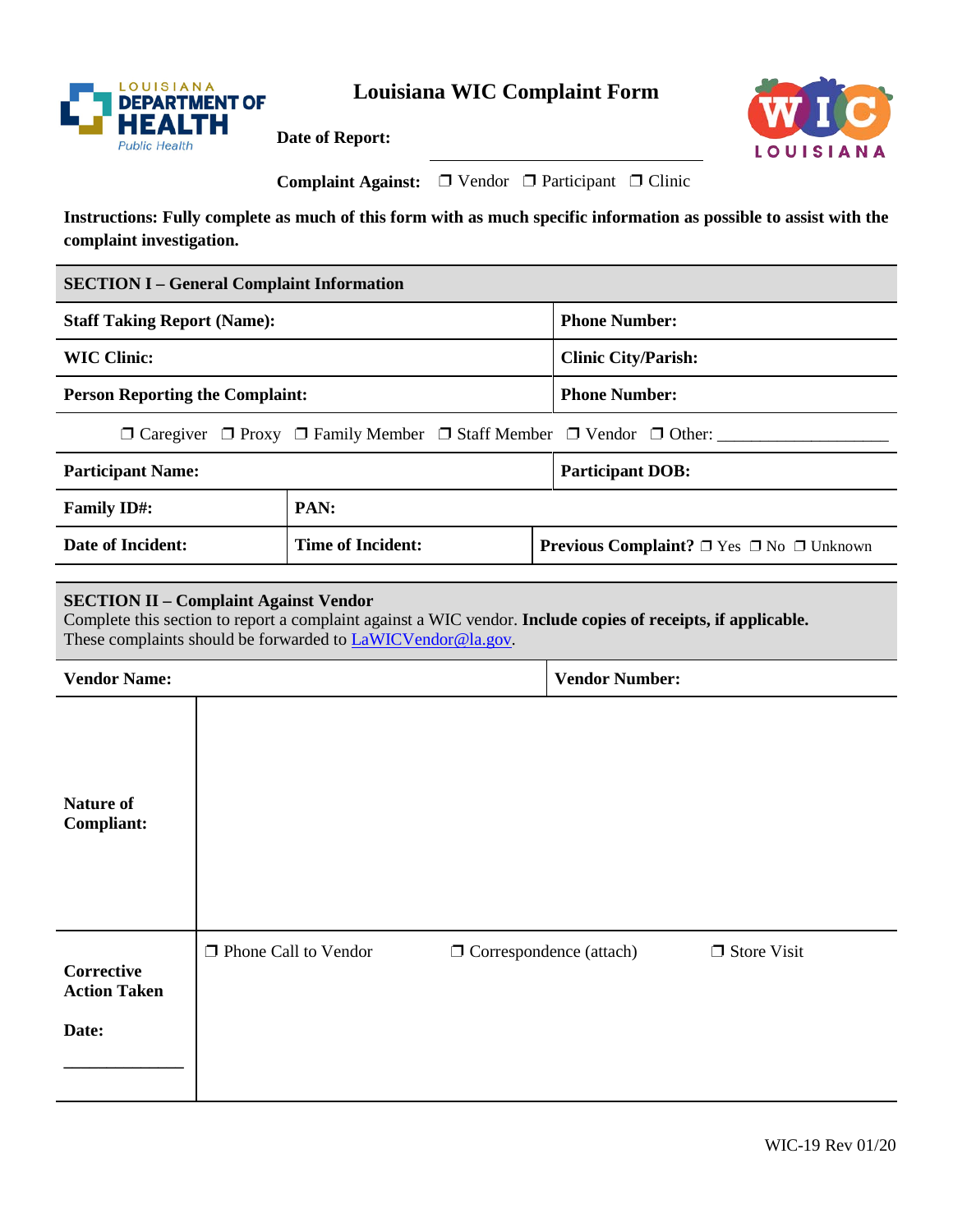# Louisiana WIC Complaint Form

**Date of Report:** ____________________

**Complaint Against:** ❒ Vendor ❒ Participant ❒ Clinic

**Instructions: Fully complete as much of this form with as much specific information as possible to assist with the complaint investigation.**

## SECTION I – General Complaint Information

| | | |
|---|---|---|
| **Staff Taking Report (Name):** | | **Phone Number:** |
| **WIC Clinic:** | | **Clinic City/Parish:** |
| **Person Reporting the Complaint:** | | **Phone Number:** |
| ❒ Caregiver ❒ Proxy ❒ Family Member ❒ Staff Member ❒ Vendor ❒ Other: ____________________ | | |
| **Participant Name:** | | **Participant DOB:** |
| **Family ID#:** | **PAN:** | |
| **Date of Incident:** | **Time of Incident:** | **Previous Complaint?** ❒ Yes ❒ No ❒ Unknown |

## SECTION II – Complaint Against Vendor

Complete this section to report a complaint against a WIC vendor. **Include copies of receipts, if applicable.** These complaints should be forwarded to LaWICVendor@la.gov.

| | |
|---|---|
| **Vendor Name:** | **Vendor Number:** |
| **Nature of Compliant:** | |
| **Corrective Action Taken**<br><br>**Date:**<br><br>______________ | ❒ Phone Call to Vendor ❒ Correspondence (attach) ❒ Store Visit |

WIC-19 Rev 01/20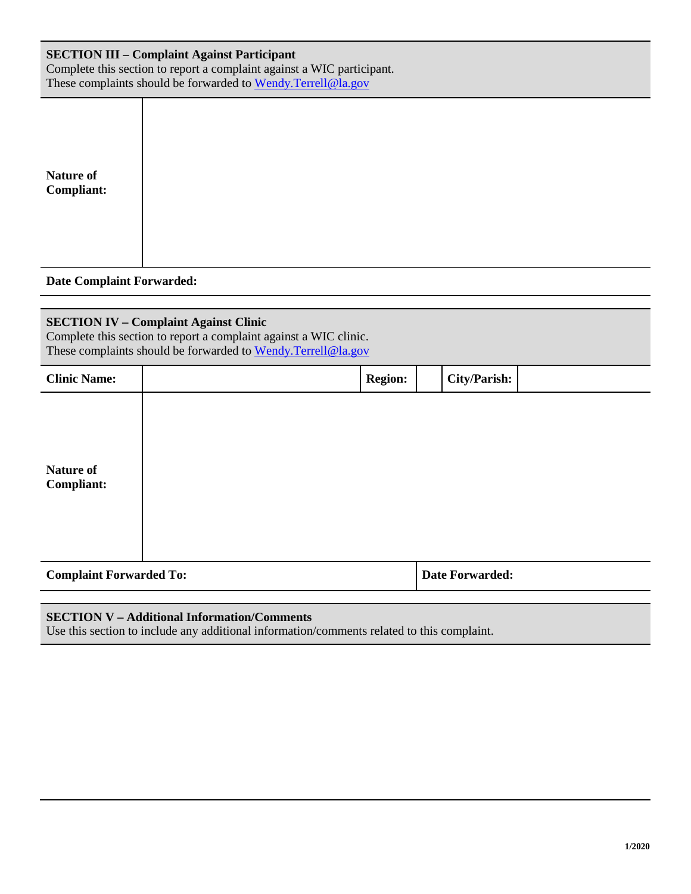**SECTION III – Complaint Against Participant**
Complete this section to report a complaint against a WIC participant.
These complaints should be forwarded to Wendy.Terrell@la.gov

| | |
|---|---|
| **Nature of Compliant:** | |

**Date Complaint Forwarded:**

**SECTION IV – Complaint Against Clinic**
Complete this section to report a complaint against a WIC clinic.
These complaints should be forwarded to Wendy.Terrell@la.gov

| | | | | | |
|---|---|---|---|---|---|
| **Clinic Name:** | | **Region:** | | **City/Parish:** | |
| **Nature of Compliant:** | | | | | |
| **Complaint Forwarded To:** | | | **Date Forwarded:** | | |

**SECTION V – Additional Information/Comments**
Use this section to include any additional information/comments related to this complaint.

1/2020